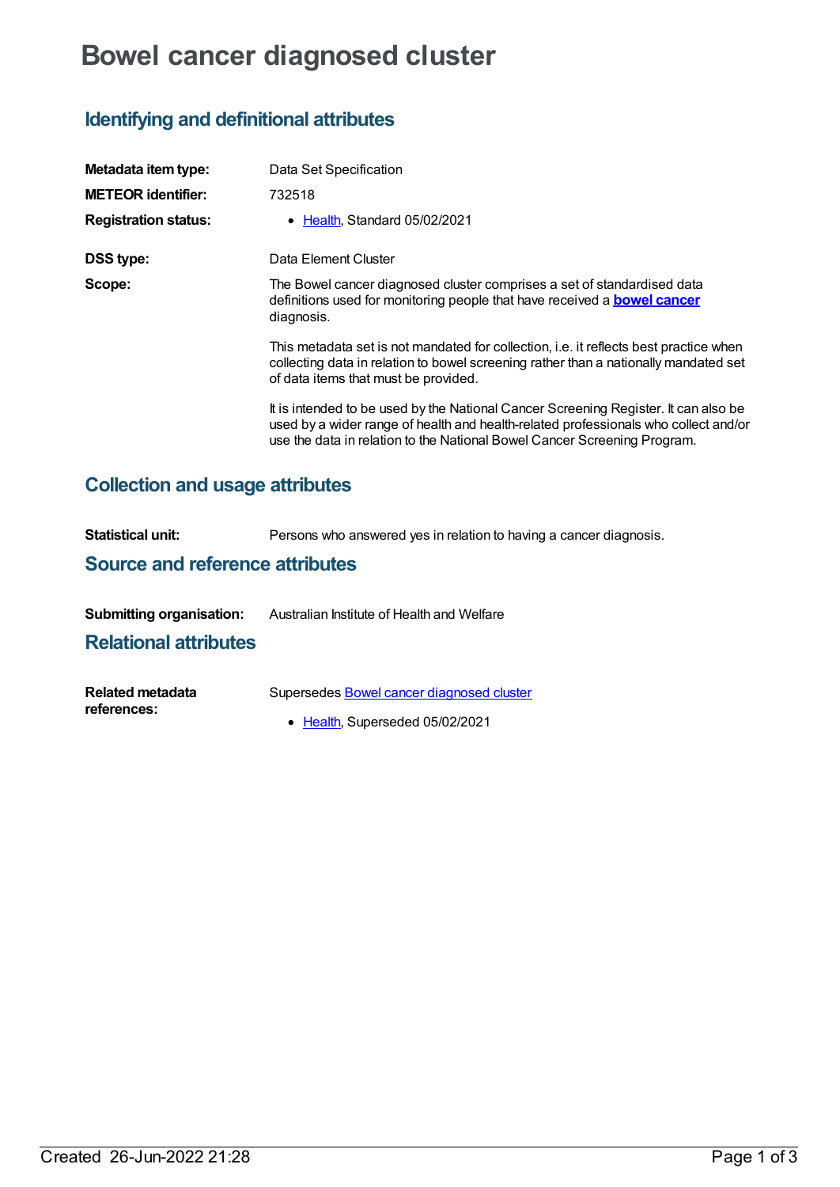# Bowel cancer diagnosed cluster

## Identifying and definitional attributes

**Metadata item type:** Data Set Specification

**METEOR identifier:** 732518

**Registration status:**

- Health, Standard 05/02/2021

**DSS type:** Data Element Cluster

**Scope:** The Bowel cancer diagnosed cluster comprises a set of standardised data definitions used for monitoring people that have received a **bowel cancer** diagnosis.

This metadata set is not mandated for collection, i.e. it reflects best practice when collecting data in relation to bowel screening rather than a nationally mandated set of data items that must be provided.

It is intended to be used by the National Cancer Screening Register. It can also be used by a wider range of health and health-related professionals who collect and/or use the data in relation to the National Bowel Cancer Screening Program.

## Collection and usage attributes

**Statistical unit:** Persons who answered yes in relation to having a cancer diagnosis.

## Source and reference attributes

**Submitting organisation:** Australian Institute of Health and Welfare

## Relational attributes

**Related metadata references:** Supersedes Bowel cancer diagnosed cluster

- Health, Superseded 05/02/2021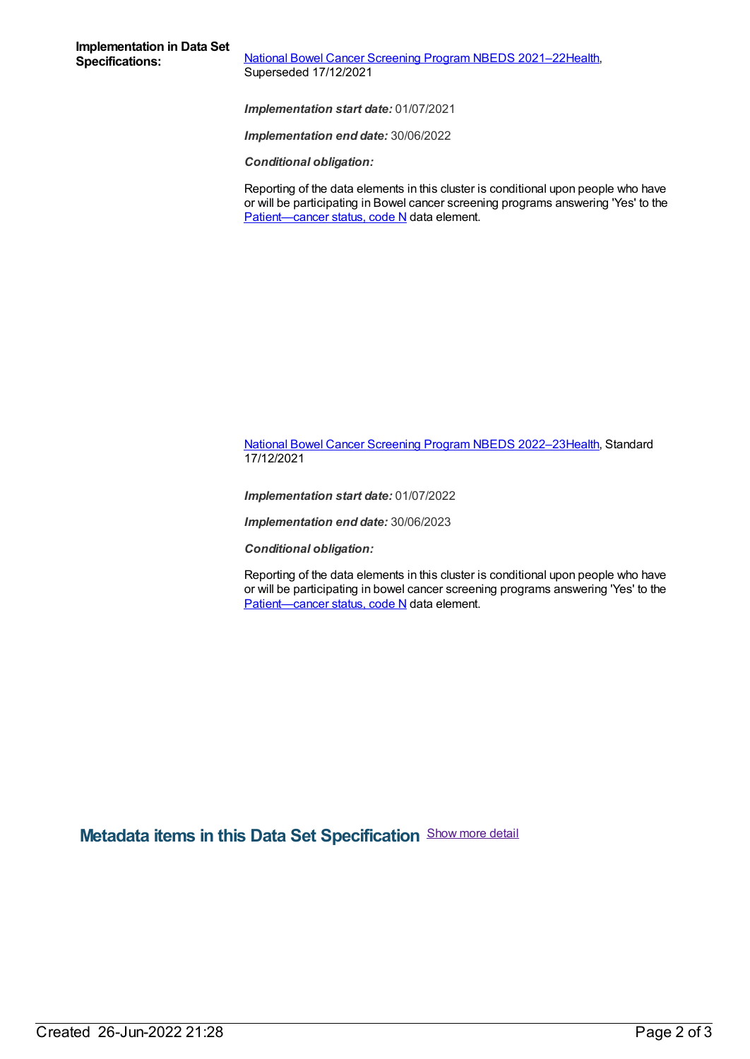**Implementation in Data Set Specifications:**

National Bowel Cancer Screening Program NBEDS 2021–22Health, Superseded 17/12/2021

***Implementation start date:*** 01/07/2021

***Implementation end date:*** 30/06/2022

***Conditional obligation:***

Reporting of the data elements in this cluster is conditional upon people who have or will be participating in Bowel cancer screening programs answering 'Yes' to the Patient—cancer status, code N data element.

National Bowel Cancer Screening Program NBEDS 2022–23Health, Standard 17/12/2021

***Implementation start date:*** 01/07/2022

***Implementation end date:*** 30/06/2023

***Conditional obligation:***

Reporting of the data elements in this cluster is conditional upon people who have or will be participating in bowel cancer screening programs answering 'Yes' to the Patient—cancer status, code N data element.

## Metadata items in this Data Set Specification

Show more detail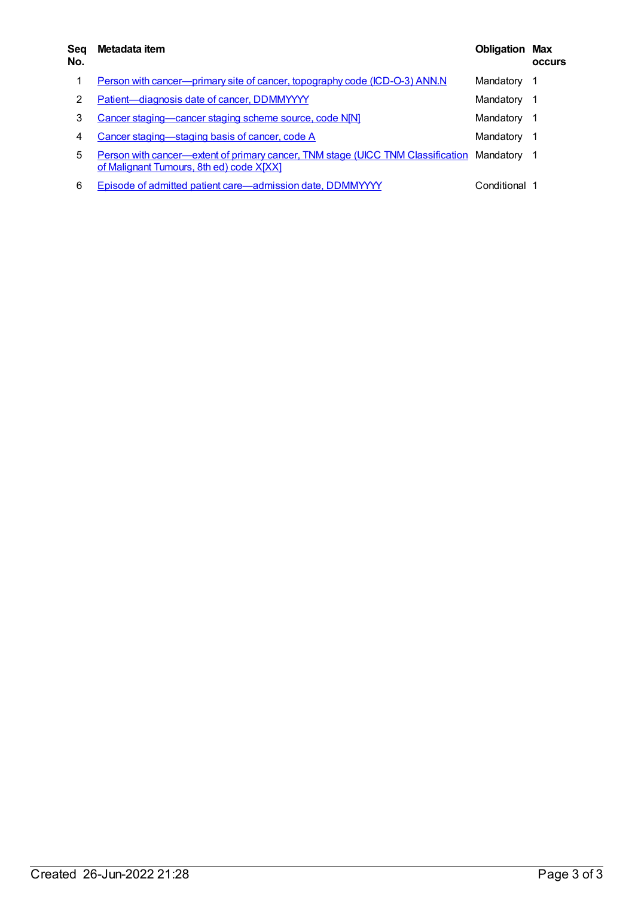| Seq No. | Metadata item | Obligation | Max occurs |
| --- | --- | --- | --- |
| 1 | Person with cancer—primary site of cancer, topography code (ICD-O-3) ANN.N | Mandatory | 1 |
| 2 | Patient—diagnosis date of cancer, DDMMYYYY | Mandatory | 1 |
| 3 | Cancer staging—cancer staging scheme source, code N[N] | Mandatory | 1 |
| 4 | Cancer staging—staging basis of cancer, code A | Mandatory | 1 |
| 5 | Person with cancer—extent of primary cancer, TNM stage (UICC TNM Classification of Malignant Tumours, 8th ed) code X[XX] | Mandatory | 1 |
| 6 | Episode of admitted patient care—admission date, DDMMYYYY | Conditional | 1 |